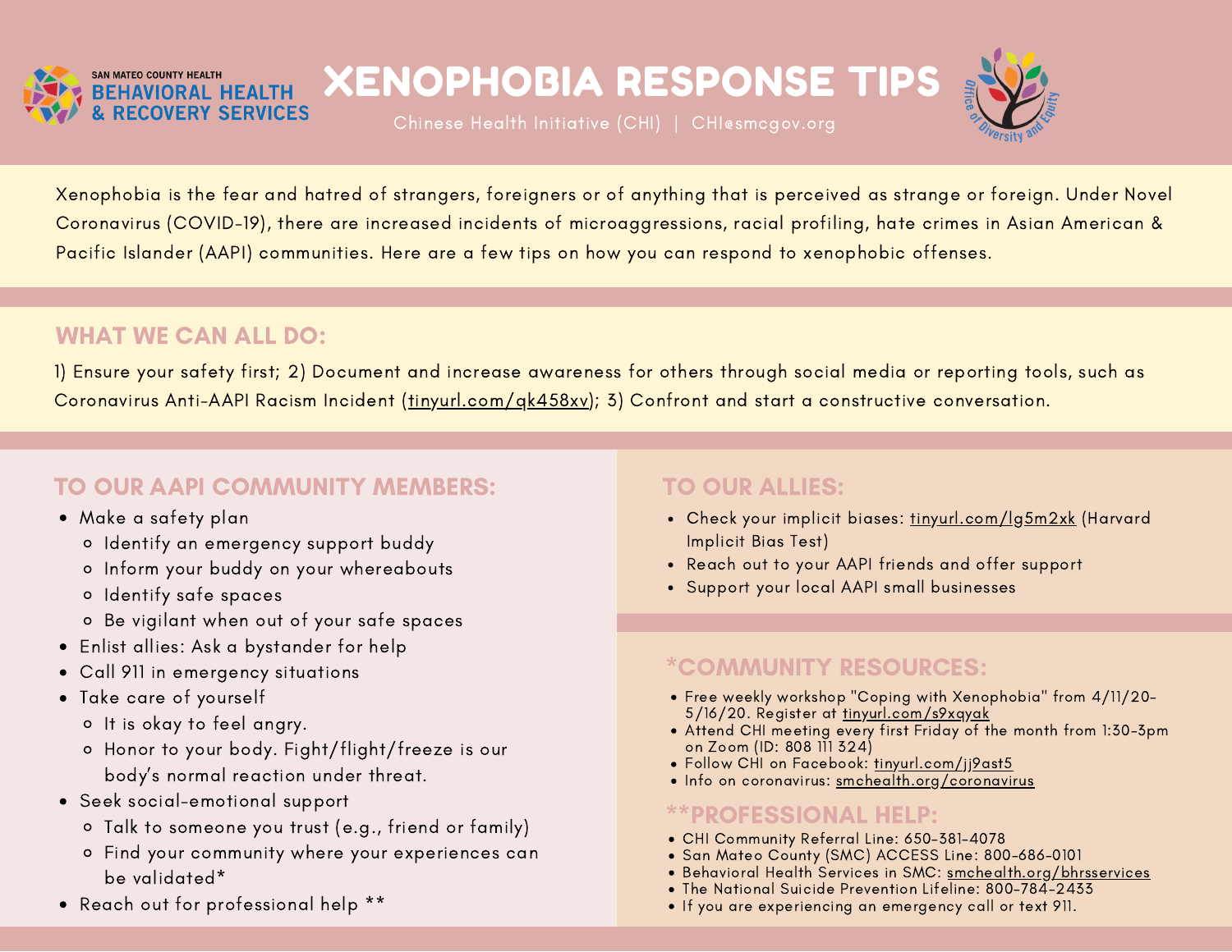SAN MATEO COUNTY HEALTH
BEHAVIORAL HEALTH & RECOVERY SERVICES

# XENOPHOBIA RESPONSE TIPS

Chinese Health Initiative (CHI) | CHI@smcgov.org

Office of Diversity and Equity

Xenophobia is the fear and hatred of strangers, foreigners or of anything that is perceived as strange or foreign. Under Novel Coronavirus (COVID-19), there are increased incidents of microaggressions, racial profiling, hate crimes in Asian American & Pacific Islander (AAPI) communities. Here are a few tips on how you can respond to xenophobic offenses.

## WHAT WE CAN ALL DO:

1) Ensure your safety first; 2) Document and increase awareness for others through social media or reporting tools, such as Coronavirus Anti-AAPI Racism Incident (tinyurl.com/qk458xv); 3) Confront and start a constructive conversation.

## TO OUR AAPI COMMUNITY MEMBERS:

- Make a safety plan
  - Identify an emergency support buddy
  - Inform your buddy on your whereabouts
  - Identify safe spaces
  - Be vigilant when out of your safe spaces
- Enlist allies: Ask a bystander for help
- Call 911 in emergency situations
- Take care of yourself
  - It is okay to feel angry.
  - Honor to your body. Fight/flight/freeze is our body's normal reaction under threat.
- Seek social-emotional support
  - Talk to someone you trust (e.g., friend or family)
  - Find your community where your experiences can be validated*
- Reach out for professional help **

## TO OUR ALLIES:

- Check your implicit biases: tinyurl.com/lg5m2xk (Harvard Implicit Bias Test)
- Reach out to your AAPI friends and offer support
- Support your local AAPI small businesses

## *COMMUNITY RESOURCES:

- Free weekly workshop "Coping with Xenophobia" from 4/11/20-5/16/20. Register at tinyurl.com/s9xqyak
- Attend CHI meeting every first Friday of the month from 1:30-3pm on Zoom (ID: 808 111 324)
- Follow CHI on Facebook: tinyurl.com/jj9ast5
- Info on coronavirus: smchealth.org/coronavirus

## **PROFESSIONAL HELP:

- CHI Community Referral Line: 650-381-4078
- San Mateo County (SMC) ACCESS Line: 800-686-0101
- Behavioral Health Services in SMC: smchealth.org/bhrsservices
- The National Suicide Prevention Lifeline: 800-784-2433
- If you are experiencing an emergency call or text 911.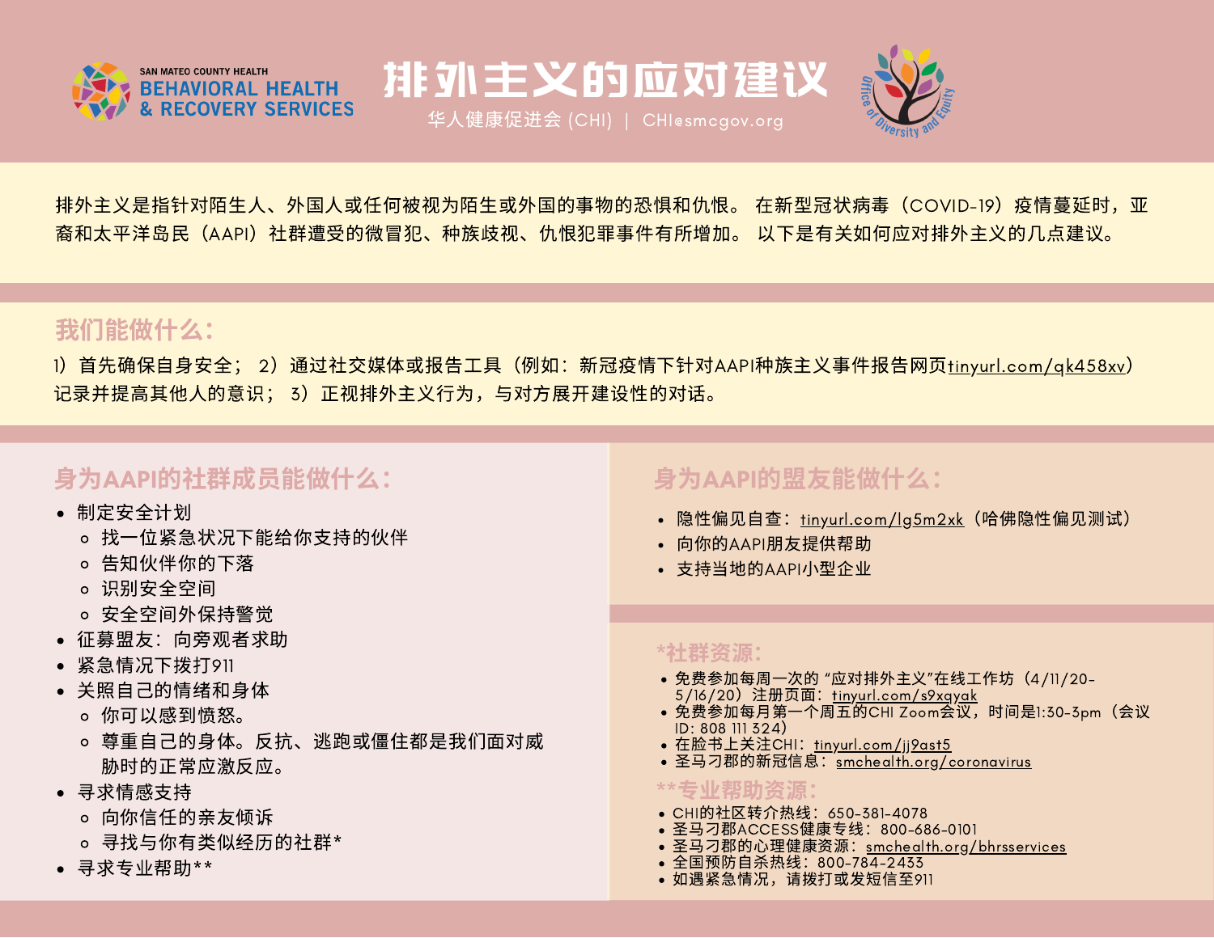SAN MATEO COUNTY HEALTH
BEHAVIORAL HEALTH & RECOVERY SERVICES

# 排外主义的应对建议

华人健康促进会 (CHI) | CHI@smcgov.org

Office of Diversity and Equity

排外主义是指针对陌生人、外国人或任何被视为陌生或外国的事物的恐惧和仇恨。 在新型冠状病毒（COVID-19）疫情蔓延时，亚裔和太平洋岛民（AAPI）社群遭受的微冒犯、种族歧视、仇恨犯罪事件有所增加。 以下是有关如何应对排外主义的几点建议。

## 我们能做什么：

1）首先确保自身安全； 2）通过社交媒体或报告工具（例如：新冠疫情下针对AAPI种族主义事件报告网页tinyurl.com/qk458xv）记录并提高其他人的意识； 3）正视排外主义行为，与对方展开建设性的对话。

## 身为AAPI的社群成员能做什么：

- 制定安全计划
  - 找一位紧急状况下能给你支持的伙伴
  - 告知伙伴你的下落
  - 识别安全空间
  - 安全空间外保持警觉
- 征募盟友：向旁观者求助
- 紧急情况下拨打911
- 关照自己的情绪和身体
  - 你可以感到愤怒。
  - 尊重自己的身体。反抗、逃跑或僵住都是我们面对威胁时的正常应激反应。
- 寻求情感支持
  - 向你信任的亲友倾诉
  - 寻找与你有类似经历的社群*
- 寻求专业帮助**

## 身为AAPI的盟友能做什么：

- 隐性偏见自查：tinyurl.com/lg5m2xk（哈佛隐性偏见测试）
- 向你的AAPI朋友提供帮助
- 支持当地的AAPI小型企业

### *社群资源：

- 免费参加每周一次的 “应对排外主义”在线工作坊（4/11/20-5/16/20）注册页面：tinyurl.com/s9xqyak
- 免费参加每月第一个周五的CHI Zoom会议，时间是1:30-3pm（会议ID: 808 111 324）
- 在脸书上关注CHI：tinyurl.com/jj9ast5
- 圣马刁郡的新冠信息：smchealth.org/coronavirus

### **专业帮助资源：

- CHI的社区转介热线：650-381-4078
- 圣马刁郡ACCESS健康专线：800-686-0101
- 圣马刁郡的心理健康资源：smchealth.org/bhrsservices
- 全国预防自杀热线：800-784-2433
- 如遇紧急情况，请拨打或发短信至911